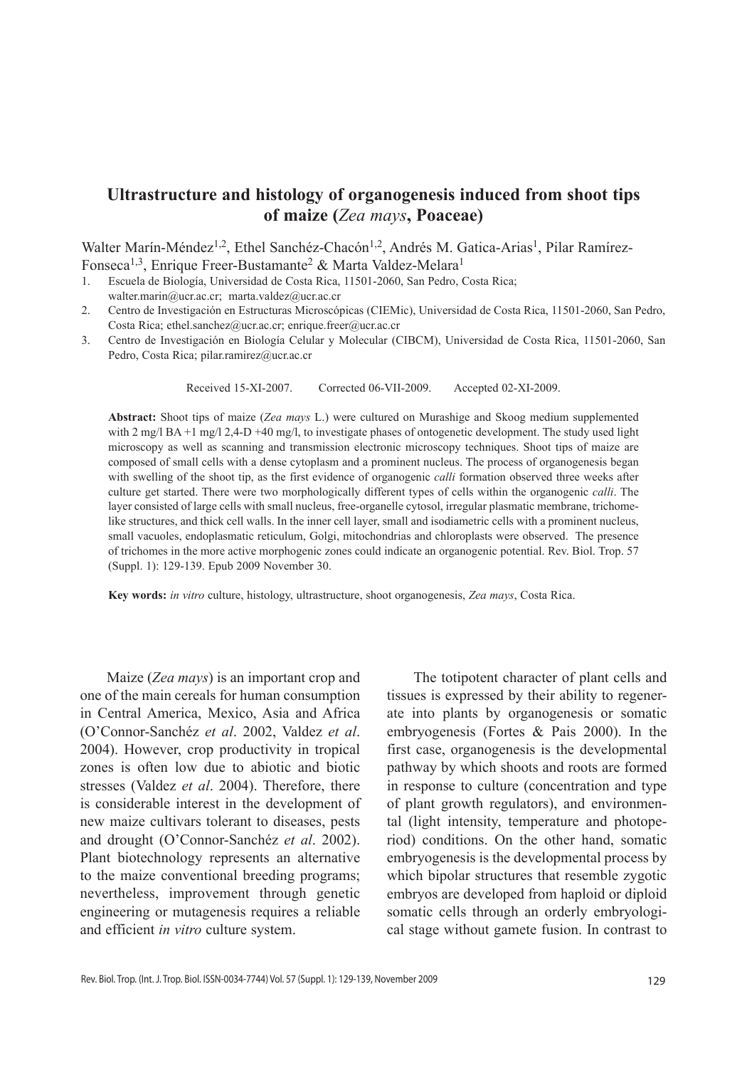# Ultrastructure and histology of organogenesis induced from shoot tips of maize (*Zea mays*, Poaceae)

Walter Marín-Méndez[1,2], Ethel Sanchéz-Chacón[1,2], Andrés M. Gatica-Arias[1], Pilar Ramírez-Fonseca[1,3], Enrique Freer-Bustamante[2] & Marta Valdez-Melara[1]

1. Escuela de Biología, Universidad de Costa Rica, 11501-2060, San Pedro, Costa Rica; walter.marin@ucr.ac.cr; marta.valdez@ucr.ac.cr
2. Centro de Investigación en Estructuras Microscópicas (CIEMic), Universidad de Costa Rica, 11501-2060, San Pedro, Costa Rica; ethel.sanchez@ucr.ac.cr; enrique.freer@ucr.ac.cr
3. Centro de Investigación en Biología Celular y Molecular (CIBCM), Universidad de Costa Rica, 11501-2060, San Pedro, Costa Rica; pilar.ramirez@ucr.ac.cr

Received 15-XI-2007. Corrected 06-VII-2009. Accepted 02-XI-2009.

**Abstract:** Shoot tips of maize (*Zea mays* L.) were cultured on Murashige and Skoog medium supplemented with 2 mg/l BA +1 mg/l 2,4-D +40 mg/l, to investigate phases of ontogenetic development. The study used light microscopy as well as scanning and transmission electronic microscopy techniques. Shoot tips of maize are composed of small cells with a dense cytoplasm and a prominent nucleus. The process of organogenesis began with swelling of the shoot tip, as the first evidence of organogenic *calli* formation observed three weeks after culture get started. There were two morphologically different types of cells within the organogenic *calli*. The layer consisted of large cells with small nucleus, free-organelle cytosol, irregular plasmatic membrane, trichome-like structures, and thick cell walls. In the inner cell layer, small and isodiametric cells with a prominent nucleus, small vacuoles, endoplasmatic reticulum, Golgi, mitochondrias and chloroplasts were observed. The presence of trichomes in the more active morphogenic zones could indicate an organogenic potential. Rev. Biol. Trop. 57 (Suppl. 1): 129-139. Epub 2009 November 30.

**Key words:** *in vitro* culture, histology, ultrastructure, shoot organogenesis, *Zea mays*, Costa Rica.

Maize (*Zea mays*) is an important crop and one of the main cereals for human consumption in Central America, Mexico, Asia and Africa (O'Connor-Sanchéz *et al*. 2002, Valdez *et al*. 2004). However, crop productivity in tropical zones is often low due to abiotic and biotic stresses (Valdez *et al*. 2004). Therefore, there is considerable interest in the development of new maize cultivars tolerant to diseases, pests and drought (O'Connor-Sanchéz *et al*. 2002). Plant biotechnology represents an alternative to the maize conventional breeding programs; nevertheless, improvement through genetic engineering or mutagenesis requires a reliable and efficient *in vitro* culture system.

The totipotent character of plant cells and tissues is expressed by their ability to regenerate into plants by organogenesis or somatic embryogenesis (Fortes & Pais 2000). In the first case, organogenesis is the developmental pathway by which shoots and roots are formed in response to culture (concentration and type of plant growth regulators), and environmental (light intensity, temperature and photoperiod) conditions. On the other hand, somatic embryogenesis is the developmental process by which bipolar structures that resemble zygotic embryos are developed from haploid or diploid somatic cells through an orderly embryological stage without gamete fusion. In contrast to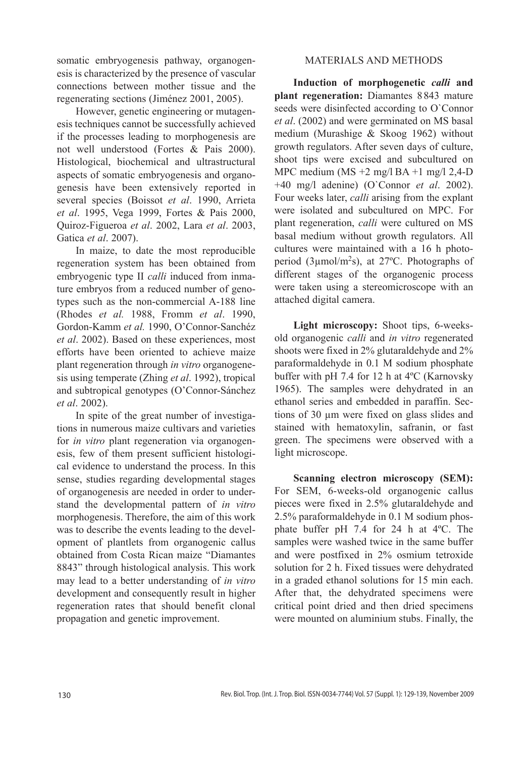somatic embryogenesis pathway, organogenesis is characterized by the presence of vascular connections between mother tissue and the regenerating sections (Jiménez 2001, 2005).

However, genetic engineering or mutagenesis techniques cannot be successfully achieved if the processes leading to morphogenesis are not well understood (Fortes & Pais 2000). Histological, biochemical and ultrastructural aspects of somatic embryogenesis and organogenesis have been extensively reported in several species (Boissot *et al*. 1990, Arrieta *et al*. 1995, Vega 1999, Fortes & Pais 2000, Quiroz-Figueroa *et al*. 2002, Lara *et al*. 2003, Gatica *et al*. 2007).

In maize, to date the most reproducible regeneration system has been obtained from embryogenic type II *calli* induced from inmature embryos from a reduced number of genotypes such as the non-commercial A-188 line (Rhodes *et al.* 1988, Fromm *et al*. 1990, Gordon-Kamm *et al.* 1990, O'Connor-Sanchéz *et al*. 2002). Based on these experiences, most efforts have been oriented to achieve maize plant regeneration through *in vitro* organogenesis using temperate (Zhing *et al*. 1992), tropical and subtropical genotypes (O'Connor-Sánchez *et al*. 2002).

In spite of the great number of investigations in numerous maize cultivars and varieties for *in vitro* plant regeneration via organogenesis, few of them present sufficient histological evidence to understand the process. In this sense, studies regarding developmental stages of organogenesis are needed in order to understand the developmental pattern of *in vitro* morphogenesis. Therefore, the aim of this work was to describe the events leading to the development of plantlets from organogenic callus obtained from Costa Rican maize "Diamantes 8843" through histological analysis. This work may lead to a better understanding of *in vitro* development and consequently result in higher regeneration rates that should benefit clonal propagation and genetic improvement.

## MATERIALS AND METHODS

**Induction of morphogenetic *calli* and plant regeneration:** Diamantes 8843 mature seeds were disinfected according to O`Connor *et al*. (2002) and were germinated on MS basal medium (Murashige & Skoog 1962) without growth regulators. After seven days of culture, shoot tips were excised and subcultured on MPC medium (MS +2 mg/l BA +1 mg/l 2,4-D +40 mg/l adenine) (O`Connor *et al*. 2002). Four weeks later, *calli* arising from the explant were isolated and subcultured on MPC. For plant regeneration, *calli* were cultured on MS basal medium without growth regulators. All cultures were maintained with a 16 h photoperiod (3µmol/$m^2$s), at 27ºC. Photographs of different stages of the organogenic process were taken using a stereomicroscope with an attached digital camera.

**Light microscopy:** Shoot tips, 6-weeks-old organogenic *calli* and *in vitro* regenerated shoots were fixed in 2% glutaraldehyde and 2% paraformaldehyde in 0.1 M sodium phosphate buffer with pH 7.4 for 12 h at 4ºC (Karnovsky 1965). The samples were dehydrated in an ethanol series and embedded in paraffin. Sections of 30 µm were fixed on glass slides and stained with hematoxylin, safranin, or fast green. The specimens were observed with a light microscope.

**Scanning electron microscopy (SEM):** For SEM, 6-weeks-old organogenic callus pieces were fixed in 2.5% glutaraldehyde and 2.5% paraformaldehyde in 0.1 M sodium phosphate buffer pH 7.4 for 24 h at 4ºC. The samples were washed twice in the same buffer and were postfixed in 2% osmium tetroxide solution for 2 h. Fixed tissues were dehydrated in a graded ethanol solutions for 15 min each. After that, the dehydrated specimens were critical point dried and then dried specimens were mounted on aluminium stubs. Finally, the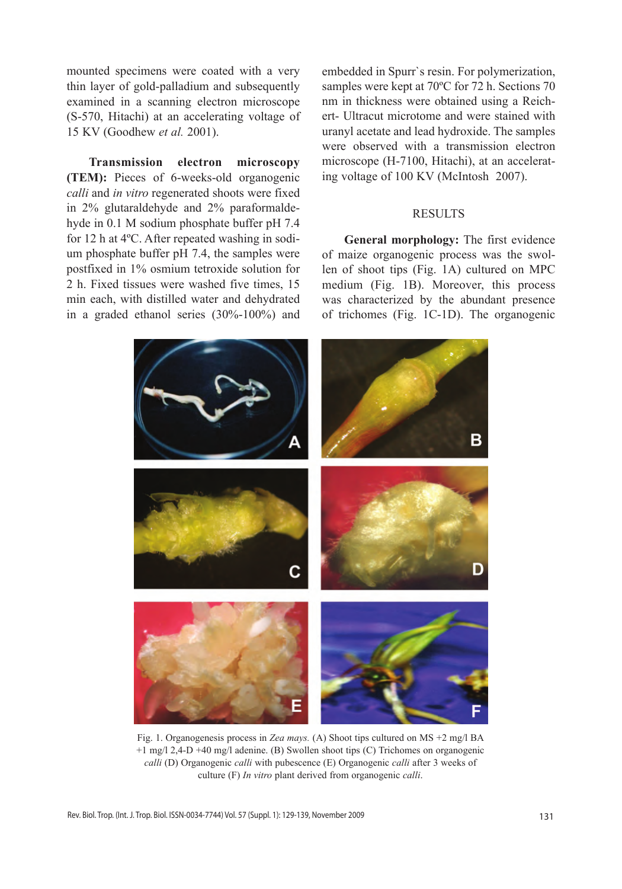mounted specimens were coated with a very thin layer of gold-palladium and subsequently examined in a scanning electron microscope (S-570, Hitachi) at an accelerating voltage of 15 KV (Goodhew *et al.* 2001).

**Transmission electron microscopy (TEM):** Pieces of 6-weeks-old organogenic *calli* and *in vitro* regenerated shoots were fixed in 2% glutaraldehyde and 2% paraformaldehyde in 0.1 M sodium phosphate buffer pH 7.4 for 12 h at 4ºC. After repeated washing in sodium phosphate buffer pH 7.4, the samples were postfixed in 1% osmium tetroxide solution for 2 h. Fixed tissues were washed five times, 15 min each, with distilled water and dehydrated in a graded ethanol series (30%-100%) and embedded in Spurr`s resin. For polymerization, samples were kept at 70ºC for 72 h. Sections 70 nm in thickness were obtained using a Reichert- Ultracut microtome and were stained with uranyl acetate and lead hydroxide. The samples were observed with a transmission electron microscope (H-7100, Hitachi), at an accelerating voltage of 100 KV (McIntosh 2007).

## RESULTS

**General morphology:** The first evidence of maize organogenic process was the swollen of shoot tips (Fig. 1A) cultured on MPC medium (Fig. 1B). Moreover, this process was characterized by the abundant presence of trichomes (Fig. 1C-1D). The organogenic

Fig. 1. Organogenesis process in *Zea mays.* (A) Shoot tips cultured on MS +2 mg/l BA +1 mg/l 2,4-D +40 mg/l adenine. (B) Swollen shoot tips (C) Trichomes on organogenic *calli* (D) Organogenic *calli* with pubescence (E) Organogenic *calli* after 3 weeks of culture (F) *In vitro* plant derived from organogenic *calli*.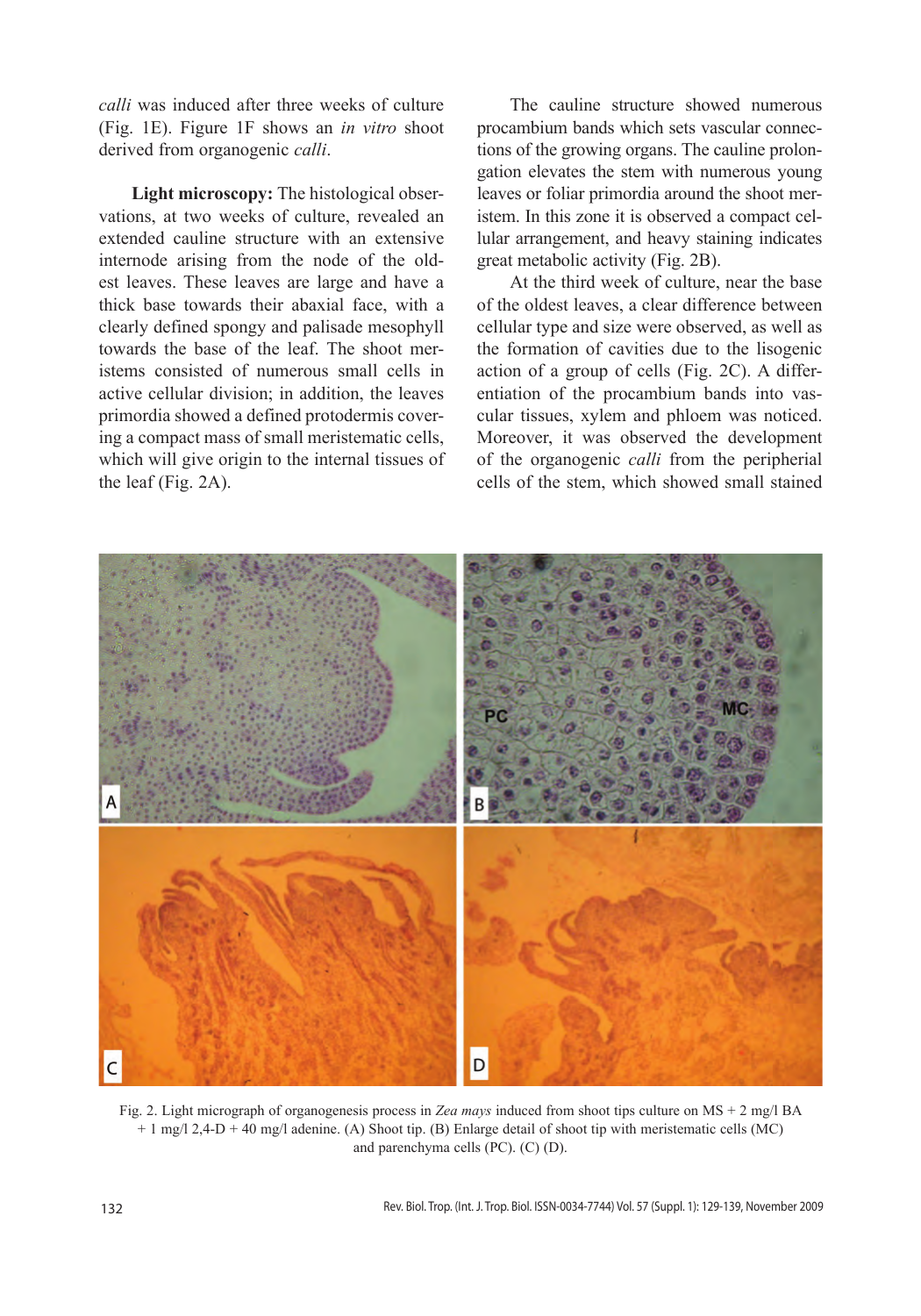*calli* was induced after three weeks of culture (Fig. 1E). Figure 1F shows an *in vitro* shoot derived from organogenic *calli*.

**Light microscopy:** The histological observations, at two weeks of culture, revealed an extended cauline structure with an extensive internode arising from the node of the oldest leaves. These leaves are large and have a thick base towards their abaxial face, with a clearly defined spongy and palisade mesophyll towards the base of the leaf. The shoot meristems consisted of numerous small cells in active cellular division; in addition, the leaves primordia showed a defined protodermis covering a compact mass of small meristematic cells, which will give origin to the internal tissues of the leaf (Fig. 2A).

The cauline structure showed numerous procambium bands which sets vascular connections of the growing organs. The cauline prolongation elevates the stem with numerous young leaves or foliar primordia around the shoot meristem. In this zone it is observed a compact cellular arrangement, and heavy staining indicates great metabolic activity (Fig. 2B).

At the third week of culture, near the base of the oldest leaves, a clear difference between cellular type and size were observed, as well as the formation of cavities due to the lisogenic action of a group of cells (Fig. 2C). A differentiation of the procambium bands into vascular tissues, xylem and phloem was noticed. Moreover, it was observed the development of the organogenic *calli* from the peripherial cells of the stem, which showed small stained

Fig. 2. Light micrograph of organogenesis process in *Zea mays* induced from shoot tips culture on MS + 2 mg/l BA + 1 mg/l 2,4-D + 40 mg/l adenine. (A) Shoot tip. (B) Enlarge detail of shoot tip with meristematic cells (MC) and parenchyma cells (PC). (C) (D).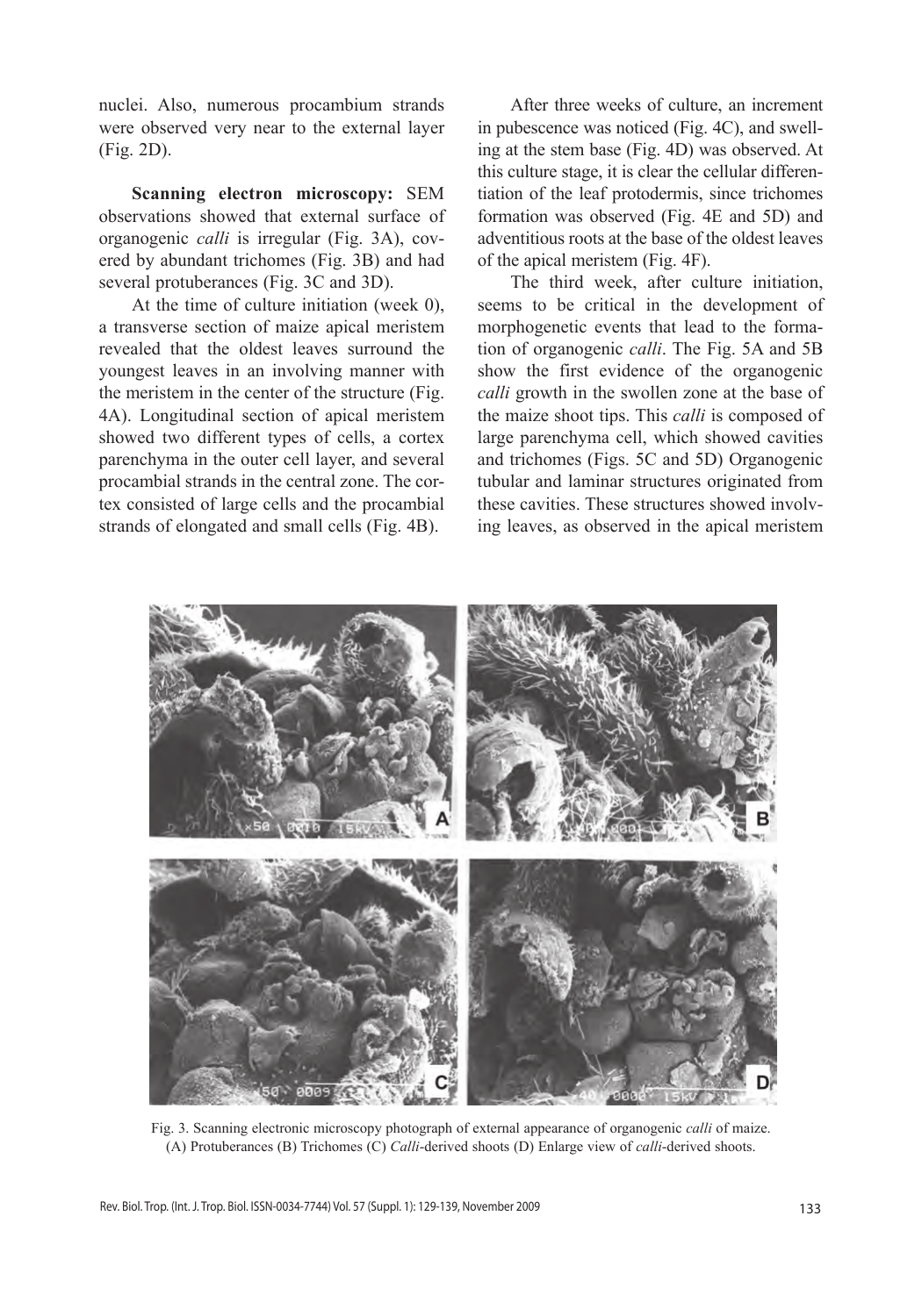nuclei. Also, numerous procambium strands were observed very near to the external layer (Fig. 2D).

**Scanning electron microscopy:** SEM observations showed that external surface of organogenic *calli* is irregular (Fig. 3A), covered by abundant trichomes (Fig. 3B) and had several protuberances (Fig. 3C and 3D).

At the time of culture initiation (week 0), a transverse section of maize apical meristem revealed that the oldest leaves surround the youngest leaves in an involving manner with the meristem in the center of the structure (Fig. 4A). Longitudinal section of apical meristem showed two different types of cells, a cortex parenchyma in the outer cell layer, and several procambial strands in the central zone. The cortex consisted of large cells and the procambial strands of elongated and small cells (Fig. 4B).

After three weeks of culture, an increment in pubescence was noticed (Fig. 4C), and swelling at the stem base (Fig. 4D) was observed. At this culture stage, it is clear the cellular differentiation of the leaf protodermis, since trichomes formation was observed (Fig. 4E and 5D) and adventitious roots at the base of the oldest leaves of the apical meristem (Fig. 4F).

The third week, after culture initiation, seems to be critical in the development of morphogenetic events that lead to the formation of organogenic *calli*. The Fig. 5A and 5B show the first evidence of the organogenic *calli* growth in the swollen zone at the base of the maize shoot tips. This *calli* is composed of large parenchyma cell, which showed cavities and trichomes (Figs. 5C and 5D) Organogenic tubular and laminar structures originated from these cavities. These structures showed involving leaves, as observed in the apical meristem

Fig. 3. Scanning electronic microscopy photograph of external appearance of organogenic *calli* of maize. (A) Protuberances (B) Trichomes (C) *Calli*-derived shoots (D) Enlarge view of *calli*-derived shoots.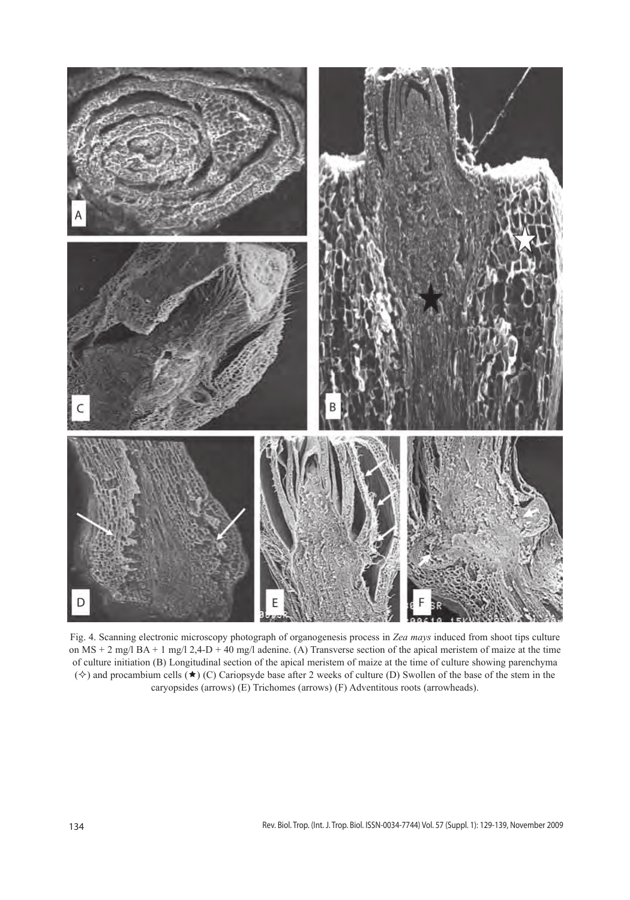Fig. 4. Scanning electronic microscopy photograph of organogenesis process in *Zea mays* induced from shoot tips culture on MS + 2 mg/l BA + 1 mg/l 2,4-D + 40 mg/l adenine. (A) Transverse section of the apical meristem of maize at the time of culture initiation (B) Longitudinal section of the apical meristem of maize at the time of culture showing parenchyma (✧) and procambium cells (★) (C) Cariopsyde base after 2 weeks of culture (D) Swollen of the base of the stem in the caryopsides (arrows) (E) Trichomes (arrows) (F) Adventitous roots (arrowheads).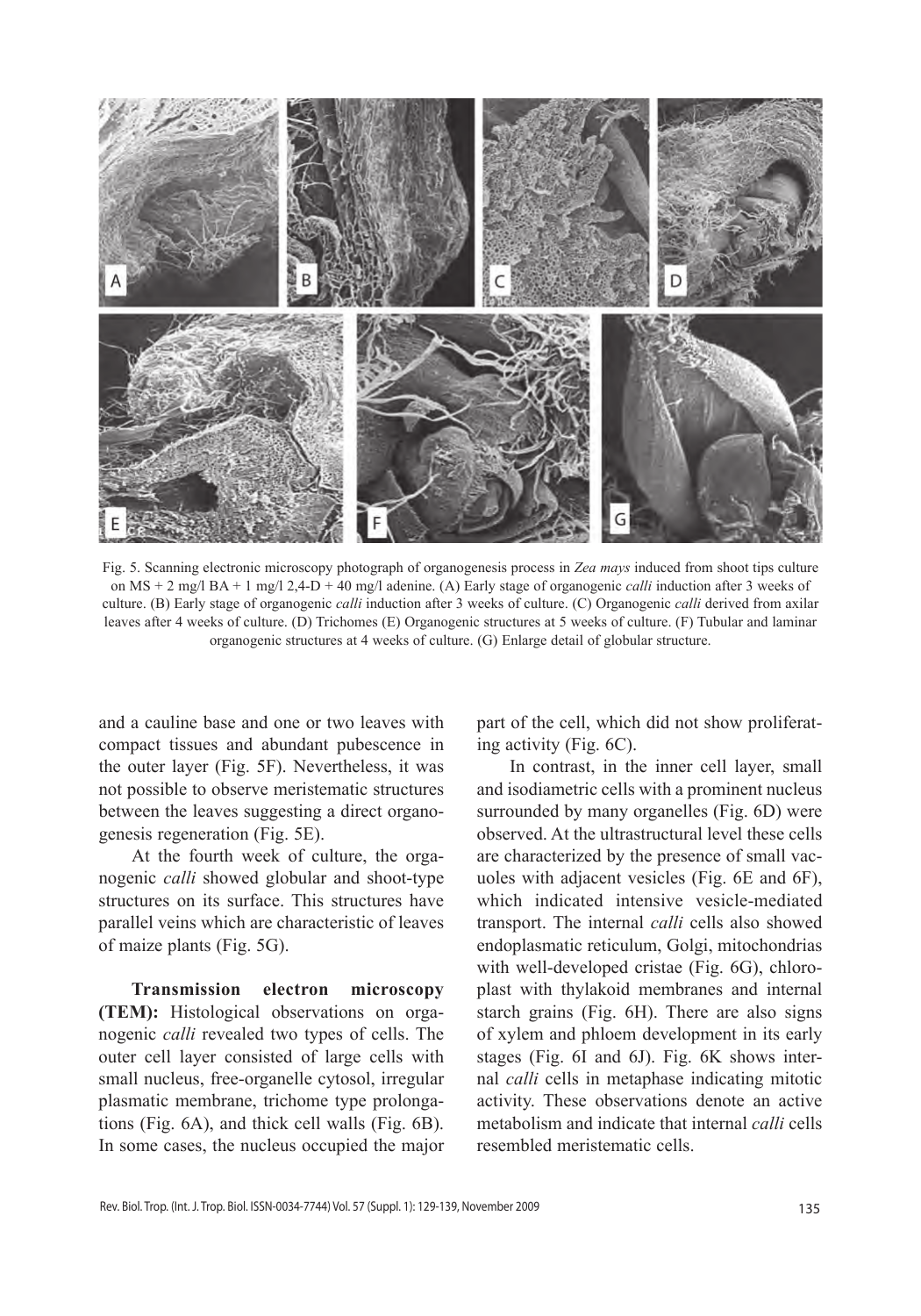Fig. 5. Scanning electronic microscopy photograph of organogenesis process in *Zea mays* induced from shoot tips culture on MS + 2 mg/l BA + 1 mg/l 2,4-D + 40 mg/l adenine. (A) Early stage of organogenic *calli* induction after 3 weeks of culture. (B) Early stage of organogenic *calli* induction after 3 weeks of culture. (C) Organogenic *calli* derived from axilar leaves after 4 weeks of culture. (D) Trichomes (E) Organogenic structures at 5 weeks of culture. (F) Tubular and laminar organogenic structures at 4 weeks of culture. (G) Enlarge detail of globular structure.

and a cauline base and one or two leaves with compact tissues and abundant pubescence in the outer layer (Fig. 5F). Nevertheless, it was not possible to observe meristematic structures between the leaves suggesting a direct organogenesis regeneration (Fig. 5E).

At the fourth week of culture, the organogenic *calli* showed globular and shoot-type structures on its surface. This structures have parallel veins which are characteristic of leaves of maize plants (Fig. 5G).

**Transmission electron microscopy (TEM):** Histological observations on organogenic *calli* revealed two types of cells. The outer cell layer consisted of large cells with small nucleus, free-organelle cytosol, irregular plasmatic membrane, trichome type prolongations (Fig. 6A), and thick cell walls (Fig. 6B). In some cases, the nucleus occupied the major part of the cell, which did not show proliferating activity (Fig. 6C).

In contrast, in the inner cell layer, small and isodiametric cells with a prominent nucleus surrounded by many organelles (Fig. 6D) were observed. At the ultrastructural level these cells are characterized by the presence of small vacuoles with adjacent vesicles (Fig. 6E and 6F), which indicated intensive vesicle-mediated transport. The internal *calli* cells also showed endoplasmatic reticulum, Golgi, mitochondrias with well-developed cristae (Fig. 6G), chloroplast with thylakoid membranes and internal starch grains (Fig. 6H). There are also signs of xylem and phloem development in its early stages (Fig. 6I and 6J). Fig. 6K shows internal *calli* cells in metaphase indicating mitotic activity. These observations denote an active metabolism and indicate that internal *calli* cells resembled meristematic cells.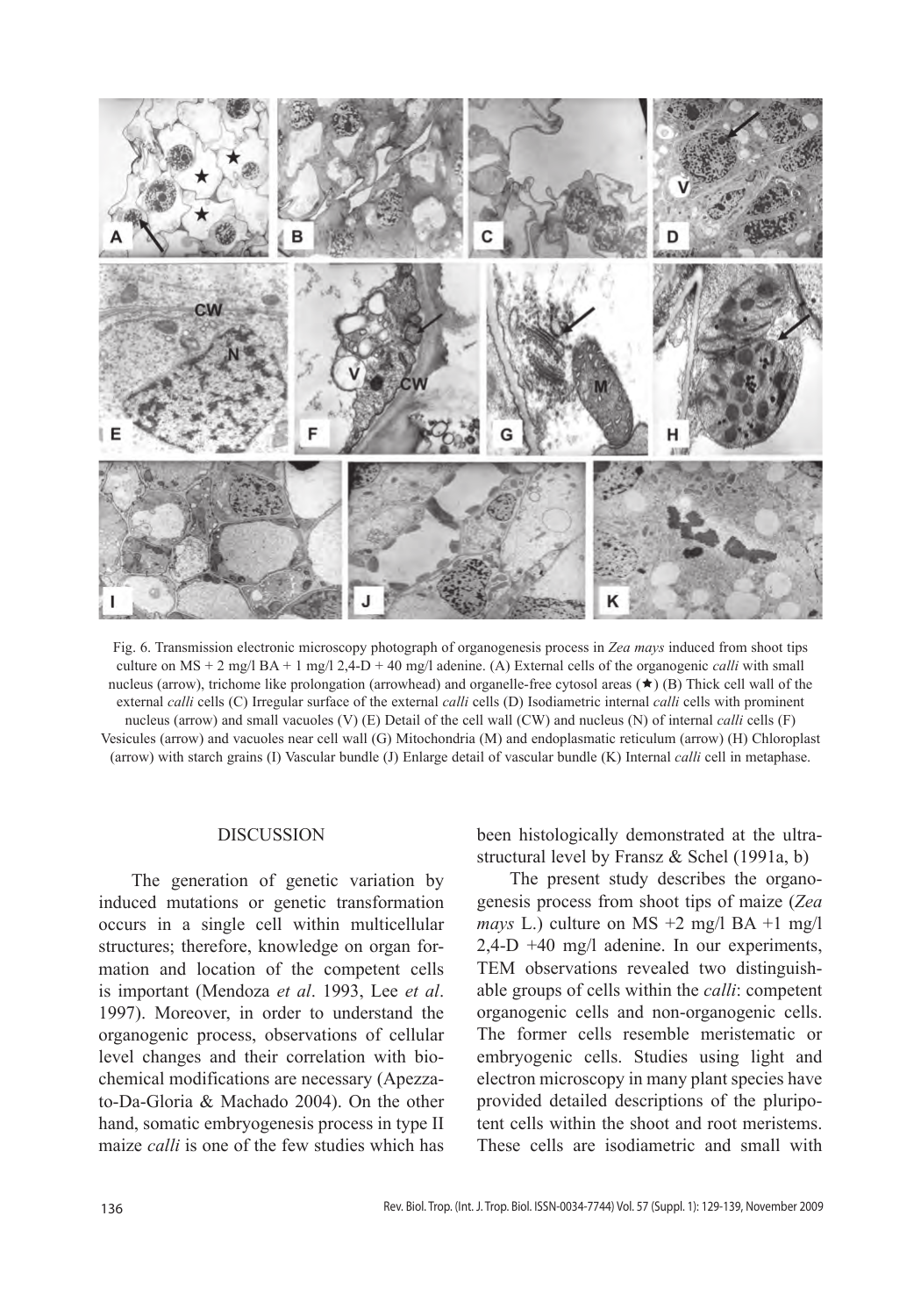Fig. 6. Transmission electronic microscopy photograph of organogenesis process in *Zea mays* induced from shoot tips culture on MS + 2 mg/l BA + 1 mg/l 2,4-D + 40 mg/l adenine. (A) External cells of the organogenic *calli* with small nucleus (arrow), trichome like prolongation (arrowhead) and organelle-free cytosol areas (★) (B) Thick cell wall of the external *calli* cells (C) Irregular surface of the external *calli* cells (D) Isodiametric internal *calli* cells with prominent nucleus (arrow) and small vacuoles (V) (E) Detail of the cell wall (CW) and nucleus (N) of internal *calli* cells (F) Vesicules (arrow) and vacuoles near cell wall (G) Mitochondria (M) and endoplasmatic reticulum (arrow) (H) Chloroplast (arrow) with starch grains (I) Vascular bundle (J) Enlarge detail of vascular bundle (K) Internal *calli* cell in metaphase.

## DISCUSSION

The generation of genetic variation by induced mutations or genetic transformation occurs in a single cell within multicellular structures; therefore, knowledge on organ formation and location of the competent cells is important (Mendoza *et al*. 1993, Lee *et al*. 1997). Moreover, in order to understand the organogenic process, observations of cellular level changes and their correlation with biochemical modifications are necessary (Apezzato-Da-Gloria & Machado 2004). On the other hand, somatic embryogenesis process in type II maize *calli* is one of the few studies which has been histologically demonstrated at the ultrastructural level by Fransz & Schel (1991a, b)

The present study describes the organogenesis process from shoot tips of maize (*Zea mays* L.) culture on MS +2 mg/l BA +1 mg/l 2,4-D +40 mg/l adenine. In our experiments, TEM observations revealed two distinguishable groups of cells within the *calli*: competent organogenic cells and non-organogenic cells. The former cells resemble meristematic or embryogenic cells. Studies using light and electron microscopy in many plant species have provided detailed descriptions of the pluripotent cells within the shoot and root meristems. These cells are isodiametric and small with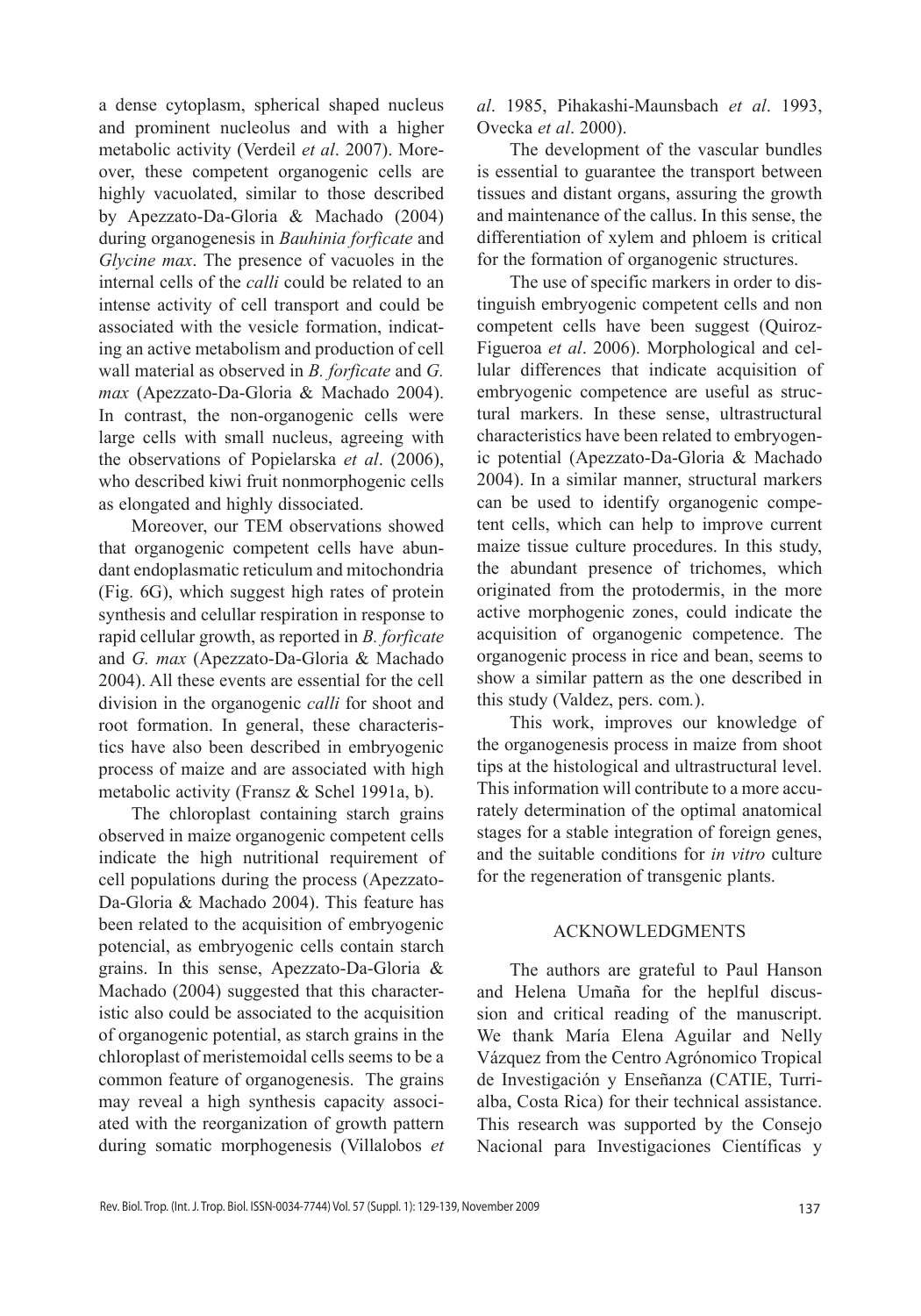a dense cytoplasm, spherical shaped nucleus and prominent nucleolus and with a higher metabolic activity (Verdeil *et al*. 2007). Moreover, these competent organogenic cells are highly vacuolated, similar to those described by Apezzato-Da-Gloria & Machado (2004) during organogenesis in *Bauhinia forficate* and *Glycine max*. The presence of vacuoles in the internal cells of the *calli* could be related to an intense activity of cell transport and could be associated with the vesicle formation, indicating an active metabolism and production of cell wall material as observed in *B. forficate* and *G. max* (Apezzato-Da-Gloria & Machado 2004). In contrast, the non-organogenic cells were large cells with small nucleus, agreeing with the observations of Popielarska *et al*. (2006), who described kiwi fruit nonmorphogenic cells as elongated and highly dissociated.

Moreover, our TEM observations showed that organogenic competent cells have abundant endoplasmatic reticulum and mitochondria (Fig. 6G), which suggest high rates of protein synthesis and celullar respiration in response to rapid cellular growth, as reported in *B. forficate* and *G. max* (Apezzato-Da-Gloria & Machado 2004). All these events are essential for the cell division in the organogenic *calli* for shoot and root formation. In general, these characteristics have also been described in embryogenic process of maize and are associated with high metabolic activity (Fransz & Schel 1991a, b).

The chloroplast containing starch grains observed in maize organogenic competent cells indicate the high nutritional requirement of cell populations during the process (Apezzato-Da-Gloria & Machado 2004). This feature has been related to the acquisition of embryogenic potencial, as embryogenic cells contain starch grains. In this sense, Apezzato-Da-Gloria & Machado (2004) suggested that this characteristic also could be associated to the acquisition of organogenic potential, as starch grains in the chloroplast of meristemoidal cells seems to be a common feature of organogenesis. The grains may reveal a high synthesis capacity associated with the reorganization of growth pattern during somatic morphogenesis (Villalobos *et al*. 1985, Pihakashi-Maunsbach *et al*. 1993, Ovecka *et al*. 2000).

The development of the vascular bundles is essential to guarantee the transport between tissues and distant organs, assuring the growth and maintenance of the callus. In this sense, the differentiation of xylem and phloem is critical for the formation of organogenic structures.

The use of specific markers in order to distinguish embryogenic competent cells and non competent cells have been suggest (Quiroz-Figueroa *et al*. 2006). Morphological and cellular differences that indicate acquisition of embryogenic competence are useful as structural markers. In these sense, ultrastructural characteristics have been related to embryogenic potential (Apezzato-Da-Gloria & Machado 2004). In a similar manner, structural markers can be used to identify organogenic competent cells, which can help to improve current maize tissue culture procedures. In this study, the abundant presence of trichomes, which originated from the protodermis, in the more active morphogenic zones, could indicate the acquisition of organogenic competence. The organogenic process in rice and bean, seems to show a similar pattern as the one described in this study (Valdez, pers. com*.*).

This work, improves our knowledge of the organogenesis process in maize from shoot tips at the histological and ultrastructural level. This information will contribute to a more accurately determination of the optimal anatomical stages for a stable integration of foreign genes, and the suitable conditions for *in vitro* culture for the regeneration of transgenic plants.

## ACKNOWLEDGMENTS

The authors are grateful to Paul Hanson and Helena Umaña for the heplful discussion and critical reading of the manuscript. We thank María Elena Aguilar and Nelly Vázquez from the Centro Agrónomico Tropical de Investigación y Enseñanza (CATIE, Turrialba, Costa Rica) for their technical assistance. This research was supported by the Consejo Nacional para Investigaciones Científicas y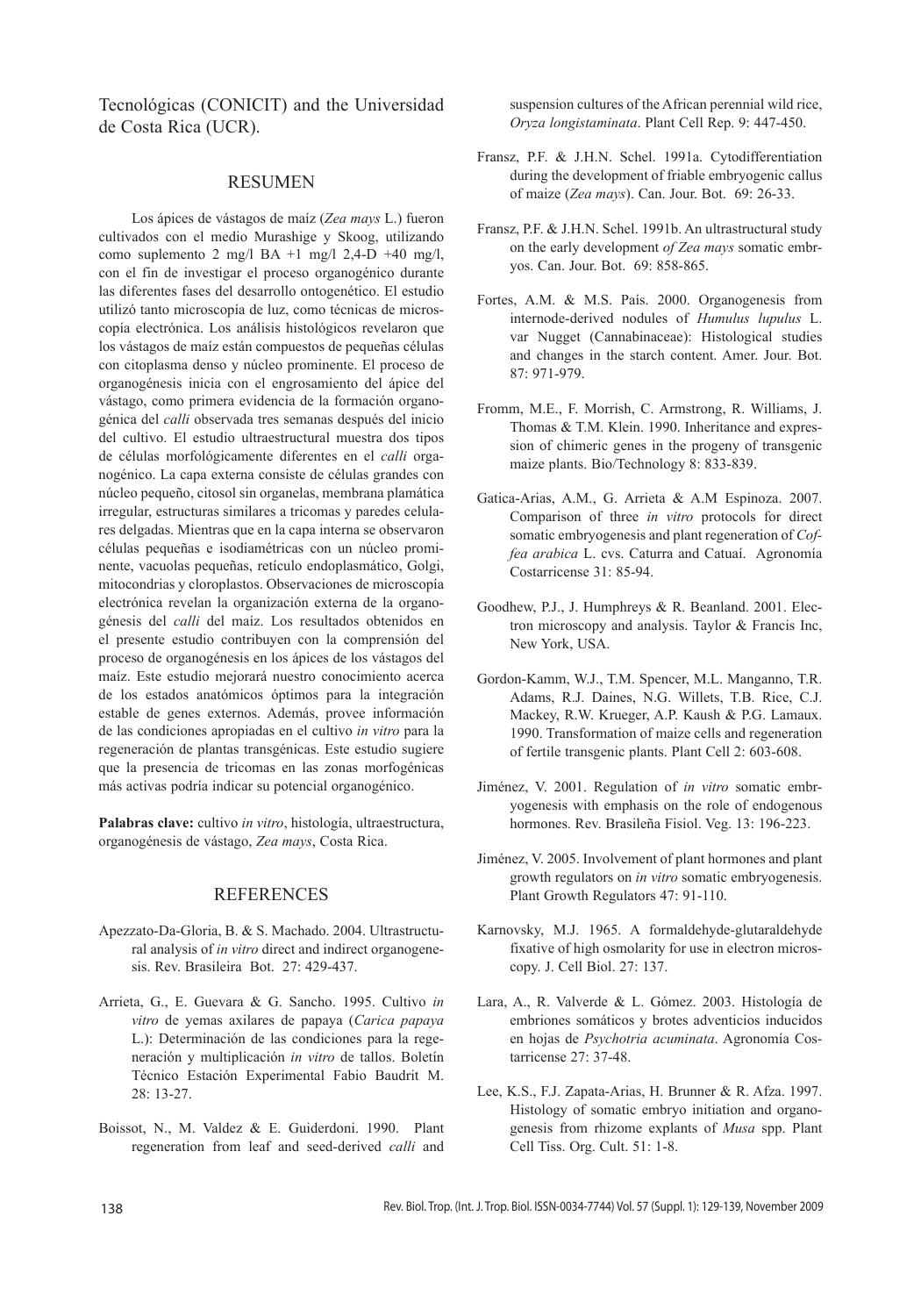Tecnológicas (CONICIT) and the Universidad de Costa Rica (UCR).

## RESUMEN

Los ápices de vástagos de maíz (*Zea mays* L.) fueron cultivados con el medio Murashige y Skoog, utilizando como suplemento 2 mg/l BA +1 mg/l 2,4-D +40 mg/l, con el fin de investigar el proceso organogénico durante las diferentes fases del desarrollo ontogenético. El estudio utilizó tanto microscopía de luz, como técnicas de microscopía electrónica. Los análisis histológicos revelaron que los vástagos de maíz están compuestos de pequeñas células con citoplasma denso y núcleo prominente. El proceso de organogénesis inicia con el engrosamiento del ápice del vástago, como primera evidencia de la formación organogénica del *calli* observada tres semanas después del inicio del cultivo. El estudio ultraestructural muestra dos tipos de células morfológicamente diferentes en el *calli* organogénico. La capa externa consiste de células grandes con núcleo pequeño, citosol sin organelas, membrana plamática irregular, estructuras similares a tricomas y paredes celulares delgadas. Mientras que en la capa interna se observaron células pequeñas e isodiamétricas con un núcleo prominente, vacuolas pequeñas, retículo endoplasmático, Golgi, mitocondrias y cloroplastos. Observaciones de microscopía electrónica revelan la organización externa de la organogénesis del *calli* del maíz. Los resultados obtenidos en el presente estudio contribuyen con la comprensión del proceso de organogénesis en los ápices de los vástagos del maíz. Este estudio mejorará nuestro conocimiento acerca de los estados anatómicos óptimos para la integración estable de genes externos. Además, provee información de las condiciones apropiadas en el cultivo *in vitro* para la regeneración de plantas transgénicas. Este estudio sugiere que la presencia de tricomas en las zonas morfogénicas más activas podría indicar su potencial organogénico.

**Palabras clave:** cultivo *in vitro*, histología, ultraestructura, organogénesis de vástago, *Zea mays*, Costa Rica.

## REFERENCES

Apezzato-Da-Gloria, B. & S. Machado. 2004. Ultrastructural analysis of *in vitro* direct and indirect organogenesis. Rev. Brasileira Bot. 27: 429-437.

Arrieta, G., E. Guevara & G. Sancho. 1995. Cultivo *in vitro* de yemas axilares de papaya (*Carica papaya* L.): Determinación de las condiciones para la regeneración y multiplicación *in vitro* de tallos. Boletín Técnico Estación Experimental Fabio Baudrit M. 28: 13-27.

Boissot, N., M. Valdez & E. Guiderdoni. 1990. Plant regeneration from leaf and seed-derived *calli* and suspension cultures of the African perennial wild rice, *Oryza longistaminata*. Plant Cell Rep. 9: 447-450.

Fransz, P.F. & J.H.N. Schel. 1991a. Cytodifferentiation during the development of friable embryogenic callus of maize (*Zea mays*). Can. Jour. Bot. 69: 26-33.

Fransz, P.F. & J.H.N. Schel. 1991b. An ultrastructural study on the early development *of Zea mays* somatic embryos. Can. Jour. Bot. 69: 858-865.

Fortes, A.M. & M.S. País. 2000. Organogenesis from internode-derived nodules of *Humulus lupulus* L. var Nugget (Cannabinaceae): Histological studies and changes in the starch content. Amer. Jour. Bot. 87: 971-979.

Fromm, M.E., F. Morrish, C. Armstrong, R. Williams, J. Thomas & T.M. Klein. 1990. Inheritance and expression of chimeric genes in the progeny of transgenic maize plants. Bio/Technology 8: 833-839.

Gatica-Arias, A.M., G. Arrieta & A.M Espinoza. 2007. Comparison of three *in vitro* protocols for direct somatic embryogenesis and plant regeneration of *Coffea arabica* L. cvs. Caturra and Catuaí. Agronomía Costarricense 31: 85-94.

Goodhew, P.J., J. Humphreys & R. Beanland. 2001. Electron microscopy and analysis. Taylor & Francis Inc, New York, USA.

Gordon-Kamm, W.J., T.M. Spencer, M.L. Manganno, T.R. Adams, R.J. Daines, N.G. Willets, T.B. Rice, C.J. Mackey, R.W. Krueger, A.P. Kaush & P.G. Lamaux. 1990. Transformation of maize cells and regeneration of fertile transgenic plants. Plant Cell 2: 603-608.

Jiménez, V. 2001. Regulation of *in vitro* somatic embryogenesis with emphasis on the role of endogenous hormones. Rev. Brasileña Fisiol. Veg. 13: 196-223.

Jiménez, V. 2005. Involvement of plant hormones and plant growth regulators on *in vitro* somatic embryogenesis. Plant Growth Regulators 47: 91-110.

Karnovsky, M.J. 1965. A formaldehyde-glutaraldehyde fixative of high osmolarity for use in electron microscopy. J. Cell Biol. 27: 137.

Lara, A., R. Valverde & L. Gómez. 2003. Histología de embriones somáticos y brotes adventicios inducidos en hojas de *Psychotria acuminata*. Agronomía Costarricense 27: 37-48.

Lee, K.S., F.J. Zapata-Arias, H. Brunner & R. Afza. 1997. Histology of somatic embryo initiation and organogenesis from rhizome explants of *Musa* spp. Plant Cell Tiss. Org. Cult. 51: 1-8.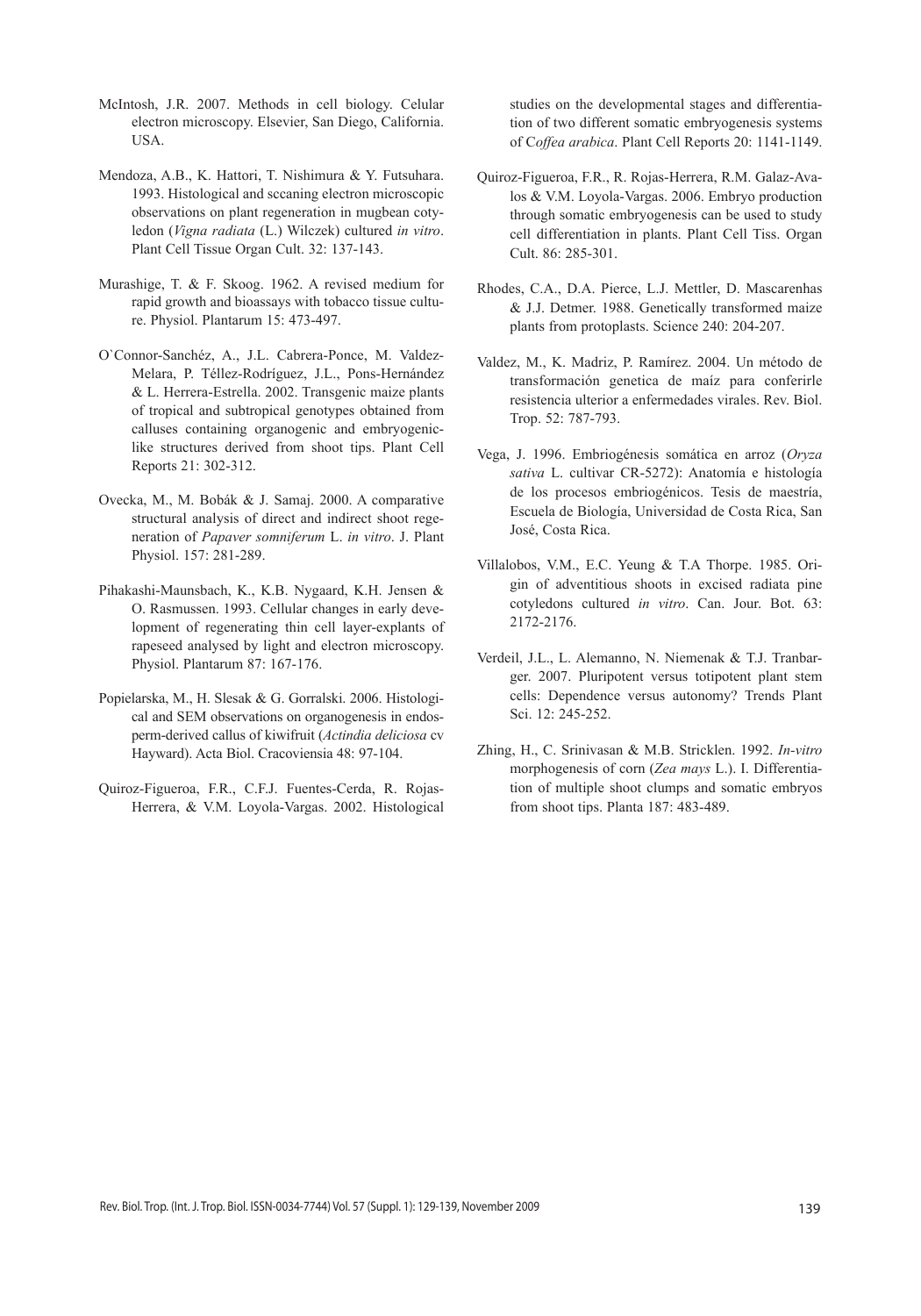McIntosh, J.R. 2007. Methods in cell biology. Celular electron microscopy. Elsevier, San Diego, California. USA.

Mendoza, A.B., K. Hattori, T. Nishimura & Y. Futsuhara. 1993. Histological and sccaning electron microscopic observations on plant regeneration in mugbean cotyledon (*Vigna radiata* (L.) Wilczek) cultured *in vitro*. Plant Cell Tissue Organ Cult. 32: 137-143.

Murashige, T. & F. Skoog. 1962. A revised medium for rapid growth and bioassays with tobacco tissue culture. Physiol. Plantarum 15: 473-497.

O`Connor-Sanchéz, A., J.L. Cabrera-Ponce, M. Valdez-Melara, P. Téllez-Rodríguez, J.L., Pons-Hernández & L. Herrera-Estrella. 2002. Transgenic maize plants of tropical and subtropical genotypes obtained from calluses containing organogenic and embryogenic-like structures derived from shoot tips. Plant Cell Reports 21: 302-312.

Ovecka, M., M. Bobák & J. Samaj. 2000. A comparative structural analysis of direct and indirect shoot regeneration of *Papaver somniferum* L. *in vitro*. J. Plant Physiol. 157: 281-289.

Pihakashi-Maunsbach, K., K.B. Nygaard, K.H. Jensen & O. Rasmussen. 1993. Cellular changes in early development of regenerating thin cell layer-explants of rapeseed analysed by light and electron microscopy. Physiol. Plantarum 87: 167-176.

Popielarska, M., H. Slesak & G. Gorralski. 2006. Histological and SEM observations on organogenesis in endosperm-derived callus of kiwifruit (*Actindia deliciosa* cv Hayward). Acta Biol. Cracoviensia 48: 97-104.

Quiroz-Figueroa, F.R., C.F.J. Fuentes-Cerda, R. Rojas-Herrera, & V.M. Loyola-Vargas. 2002. Histological studies on the developmental stages and differentiation of two different somatic embryogenesis systems of C*offea arabica*. Plant Cell Reports 20: 1141-1149.

Quiroz-Figueroa, F.R., R. Rojas-Herrera, R.M. Galaz-Avalos & V.M. Loyola-Vargas. 2006. Embryo production through somatic embryogenesis can be used to study cell differentiation in plants. Plant Cell Tiss. Organ Cult. 86: 285-301.

Rhodes, C.A., D.A. Pierce, L.J. Mettler, D. Mascarenhas & J.J. Detmer. 1988. Genetically transformed maize plants from protoplasts. Science 240: 204-207.

Valdez, M., K. Madriz, P. Ramírez. 2004. Un método de transformación genetica de maíz para conferirle resistencia ulterior a enfermedades virales. Rev. Biol. Trop. 52: 787-793.

Vega, J. 1996. Embriogénesis somática en arroz (*Oryza sativa* L. cultivar CR-5272): Anatomía e histología de los procesos embriogénicos. Tesis de maestría, Escuela de Biología, Universidad de Costa Rica, San José, Costa Rica.

Villalobos, V.M., E.C. Yeung & T.A Thorpe. 1985. Origin of adventitious shoots in excised radiata pine cotyledons cultured *in vitro*. Can. Jour. Bot. 63: 2172-2176.

Verdeil, J.L., L. Alemanno, N. Niemenak & T.J. Tranbarger. 2007. Pluripotent versus totipotent plant stem cells: Dependence versus autonomy? Trends Plant Sci. 12: 245-252.

Zhing, H., C. Srinivasan & M.B. Stricklen. 1992. *In-vitro* morphogenesis of corn (*Zea mays* L.). I. Differentiation of multiple shoot clumps and somatic embryos from shoot tips. Planta 187: 483-489.